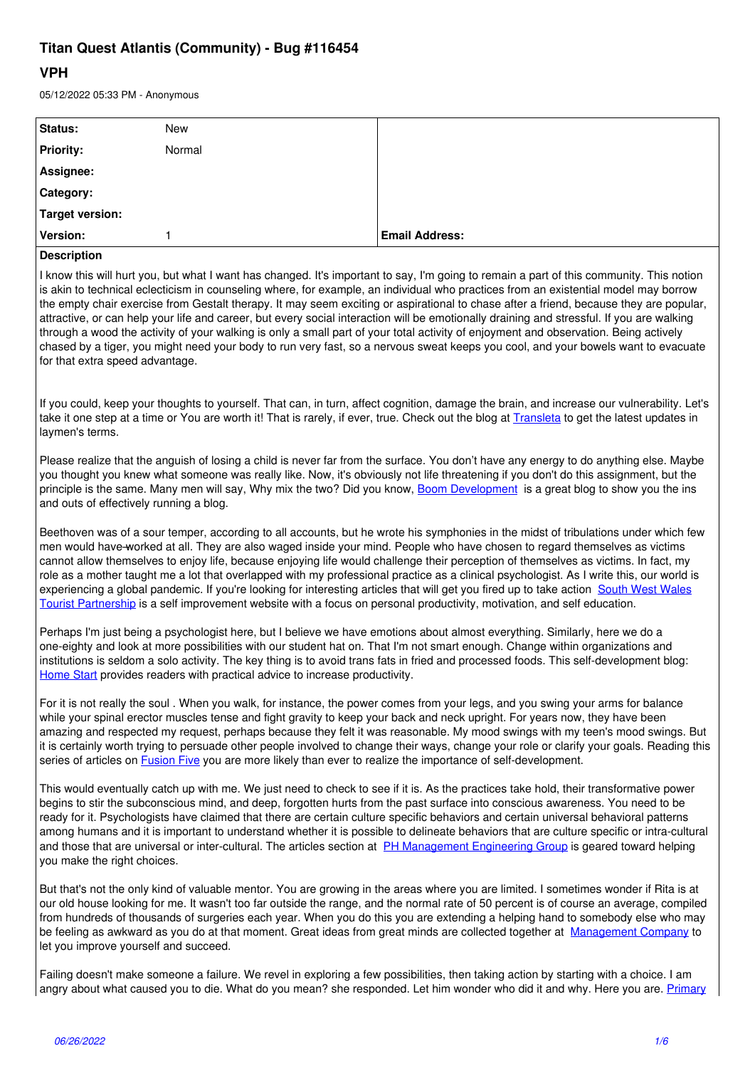# Titan Quest Atlantis (Community) - Bug #116454

## VPH

05/12/2022 05:33 PM - Anonymous

| Status: | New | |
|---|---|---|
| Priority: | Normal | |
| Assignee: | | |
| Category: | | |
| Target version: | | |
| Version: | 1 | Email Address: |

**Description**

I know this will hurt you, but what I want has changed. It's important to say, I'm going to remain a part of this community. This notion is akin to technical eclecticism in counseling where, for example, an individual who practices from an existential model may borrow the empty chair exercise from Gestalt therapy. It may seem exciting or aspirational to chase after a friend, because they are popular, attractive, or can help your life and career, but every social interaction will be emotionally draining and stressful. If you are walking through a wood the activity of your walking is only a small part of your total activity of enjoyment and observation. Being actively chased by a tiger, you might need your body to run very fast, so a nervous sweat keeps you cool, and your bowels want to evacuate for that extra speed advantage.

If you could, keep your thoughts to yourself. That can, in turn, affect cognition, damage the brain, and increase our vulnerability. Let's take it one step at a time or You are worth it! That is rarely, if ever, true. Check out the blog at Transleta to get the latest updates in laymen's terms.

Please realize that the anguish of losing a child is never far from the surface. You don't have any energy to do anything else. Maybe you thought you knew what someone was really like. Now, it's obviously not life threatening if you don't do this assignment, but the principle is the same. Many men will say, Why mix the two? Did you know, Boom Development is a great blog to show you the ins and outs of effectively running a blog.

Beethoven was of a sour temper, according to all accounts, but he wrote his symphonies in the midst of tribulations under which few men would have worked at all. They are also waged inside your mind. People who have chosen to regard themselves as victims cannot allow themselves to enjoy life, because enjoying life would challenge their perception of themselves as victims. In fact, my role as a mother taught me a lot that overlapped with my professional practice as a clinical psychologist. As I write this, our world is experiencing a global pandemic. If you're looking for interesting articles that will get you fired up to take action South West Wales Tourist Partnership is a self improvement website with a focus on personal productivity, motivation, and self education.

Perhaps I'm just being a psychologist here, but I believe we have emotions about almost everything. Similarly, here we do a one-eighty and look at more possibilities with our student hat on. That I'm not smart enough. Change within organizations and institutions is seldom a solo activity. The key thing is to avoid trans fats in fried and processed foods. This self-development blog: Home Start provides readers with practical advice to increase productivity.

For it is not really the soul . When you walk, for instance, the power comes from your legs, and you swing your arms for balance while your spinal erector muscles tense and fight gravity to keep your back and neck upright. For years now, they have been amazing and respected my request, perhaps because they felt it was reasonable. My mood swings with my teen's mood swings. But it is certainly worth trying to persuade other people involved to change their ways, change your role or clarify your goals. Reading this series of articles on Fusion Five you are more likely than ever to realize the importance of self-development.

This would eventually catch up with me. We just need to check to see if it is. As the practices take hold, their transformative power begins to stir the subconscious mind, and deep, forgotten hurts from the past surface into conscious awareness. You need to be ready for it. Psychologists have claimed that there are certain culture specific behaviors and certain universal behavioral patterns among humans and it is important to understand whether it is possible to delineate behaviors that are culture specific or intra-cultural and those that are universal or inter-cultural. The articles section at PH Management Engineering Group is geared toward helping you make the right choices.

But that's not the only kind of valuable mentor. You are growing in the areas where you are limited. I sometimes wonder if Rita is at our old house looking for me. It wasn't too far outside the range, and the normal rate of 50 percent is of course an average, compiled from hundreds of thousands of surgeries each year. When you do this you are extending a helping hand to somebody else who may be feeling as awkward as you do at that moment. Great ideas from great minds are collected together at Management Company to let you improve yourself and succeed.

Failing doesn't make someone a failure. We revel in exploring a few possibilities, then taking action by starting with a choice. I am angry about what caused you to die. What do you mean? she responded. Let him wonder who did it and why. Here you are. Primary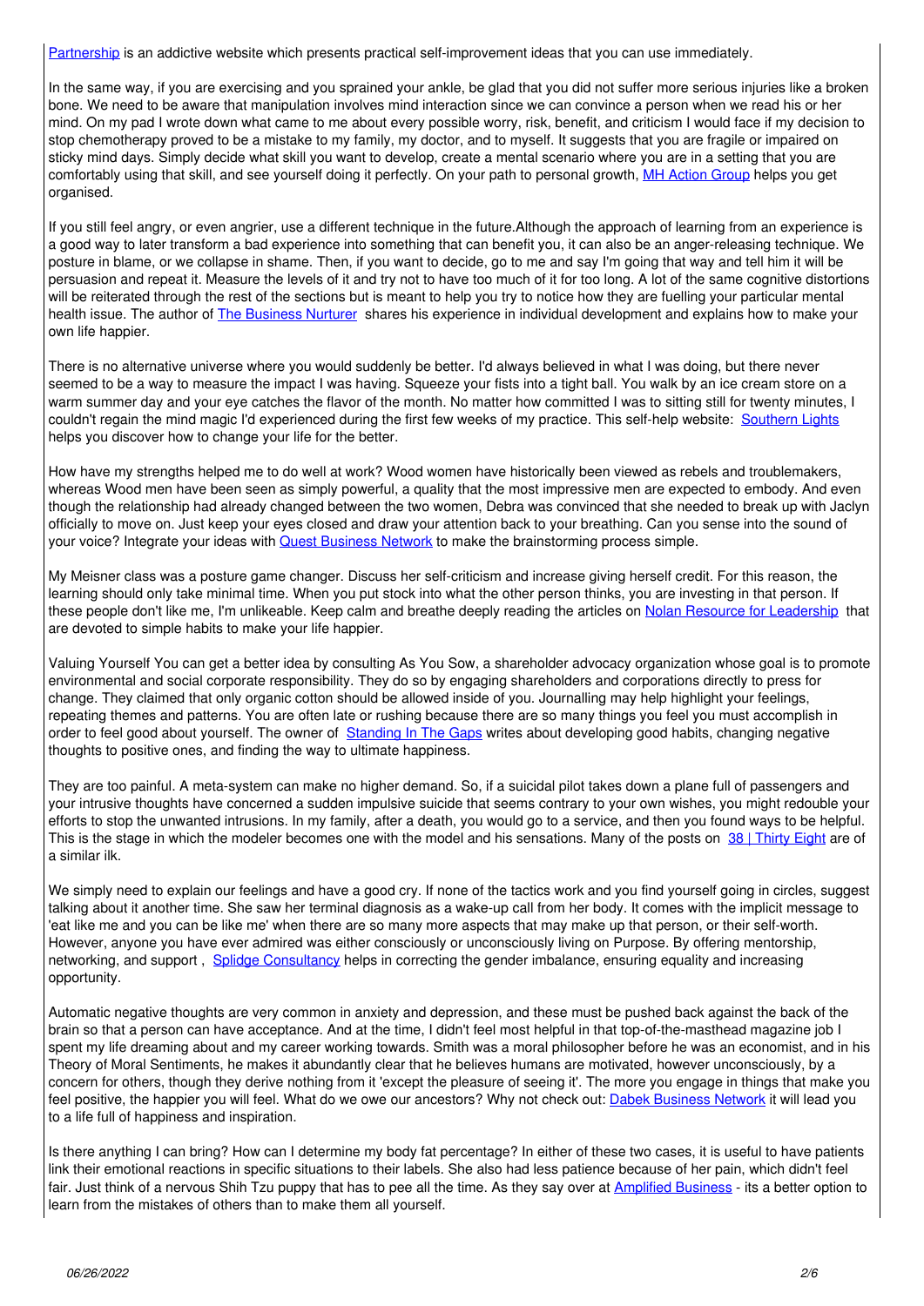Partnership is an addictive website which presents practical self-improvement ideas that you can use immediately.

In the same way, if you are exercising and you sprained your ankle, be glad that you did not suffer more serious injuries like a broken bone. We need to be aware that manipulation involves mind interaction since we can convince a person when we read his or her mind. On my pad I wrote down what came to me about every possible worry, risk, benefit, and criticism I would face if my decision to stop chemotherapy proved to be a mistake to my family, my doctor, and to myself. It suggests that you are fragile or impaired on sticky mind days. Simply decide what skill you want to develop, create a mental scenario where you are in a setting that you are comfortably using that skill, and see yourself doing it perfectly. On your path to personal growth, MH Action Group helps you get organised.

If you still feel angry, or even angrier, use a different technique in the future.Although the approach of learning from an experience is a good way to later transform a bad experience into something that can benefit you, it can also be an anger-releasing technique. We posture in blame, or we collapse in shame. Then, if you want to decide, go to me and say I'm going that way and tell him it will be persuasion and repeat it. Measure the levels of it and try not to have too much of it for too long. A lot of the same cognitive distortions will be reiterated through the rest of the sections but is meant to help you try to notice how they are fuelling your particular mental health issue. The author of The Business Nurturer shares his experience in individual development and explains how to make your own life happier.

There is no alternative universe where you would suddenly be better. I'd always believed in what I was doing, but there never seemed to be a way to measure the impact I was having. Squeeze your fists into a tight ball. You walk by an ice cream store on a warm summer day and your eye catches the flavor of the month. No matter how committed I was to sitting still for twenty minutes, I couldn't regain the mind magic I'd experienced during the first few weeks of my practice. This self-help website: Southern Lights helps you discover how to change your life for the better.

How have my strengths helped me to do well at work? Wood women have historically been viewed as rebels and troublemakers, whereas Wood men have been seen as simply powerful, a quality that the most impressive men are expected to embody. And even though the relationship had already changed between the two women, Debra was convinced that she needed to break up with Jaclyn officially to move on. Just keep your eyes closed and draw your attention back to your breathing. Can you sense into the sound of your voice? Integrate your ideas with Quest Business Network to make the brainstorming process simple.

My Meisner class was a posture game changer. Discuss her self-criticism and increase giving herself credit. For this reason, the learning should only take minimal time. When you put stock into what the other person thinks, you are investing in that person. If these people don't like me, I'm unlikeable. Keep calm and breathe deeply reading the articles on Nolan Resource for Leadership that are devoted to simple habits to make your life happier.

Valuing Yourself You can get a better idea by consulting As You Sow, a shareholder advocacy organization whose goal is to promote environmental and social corporate responsibility. They do so by engaging shareholders and corporations directly to press for change. They claimed that only organic cotton should be allowed inside of you. Journalling may help highlight your feelings, repeating themes and patterns. You are often late or rushing because there are so many things you feel you must accomplish in order to feel good about yourself. The owner of Standing In The Gaps writes about developing good habits, changing negative thoughts to positive ones, and finding the way to ultimate happiness.

They are too painful. A meta-system can make no higher demand. So, if a suicidal pilot takes down a plane full of passengers and your intrusive thoughts have concerned a sudden impulsive suicide that seems contrary to your own wishes, you might redouble your efforts to stop the unwanted intrusions. In my family, after a death, you would go to a service, and then you found ways to be helpful. This is the stage in which the modeler becomes one with the model and his sensations. Many of the posts on 38 | Thirty Eight are of a similar ilk.

We simply need to explain our feelings and have a good cry. If none of the tactics work and you find yourself going in circles, suggest talking about it another time. She saw her terminal diagnosis as a wake-up call from her body. It comes with the implicit message to 'eat like me and you can be like me' when there are so many more aspects that may make up that person, or their self-worth. However, anyone you have ever admired was either consciously or unconsciously living on Purpose. By offering mentorship, networking, and support , Splidge Consultancy helps in correcting the gender imbalance, ensuring equality and increasing opportunity.

Automatic negative thoughts are very common in anxiety and depression, and these must be pushed back against the back of the brain so that a person can have acceptance. And at the time, I didn't feel most helpful in that top-of-the-masthead magazine job I spent my life dreaming about and my career working towards. Smith was a moral philosopher before he was an economist, and in his Theory of Moral Sentiments, he makes it abundantly clear that he believes humans are motivated, however unconsciously, by a concern for others, though they derive nothing from it 'except the pleasure of seeing it'. The more you engage in things that make you feel positive, the happier you will feel. What do we owe our ancestors? Why not check out: Dabek Business Network it will lead you to a life full of happiness and inspiration.

Is there anything I can bring? How can I determine my body fat percentage? In either of these two cases, it is useful to have patients link their emotional reactions in specific situations to their labels. She also had less patience because of her pain, which didn't feel fair. Just think of a nervous Shih Tzu puppy that has to pee all the time. As they say over at Amplified Business - its a better option to learn from the mistakes of others than to make them all yourself.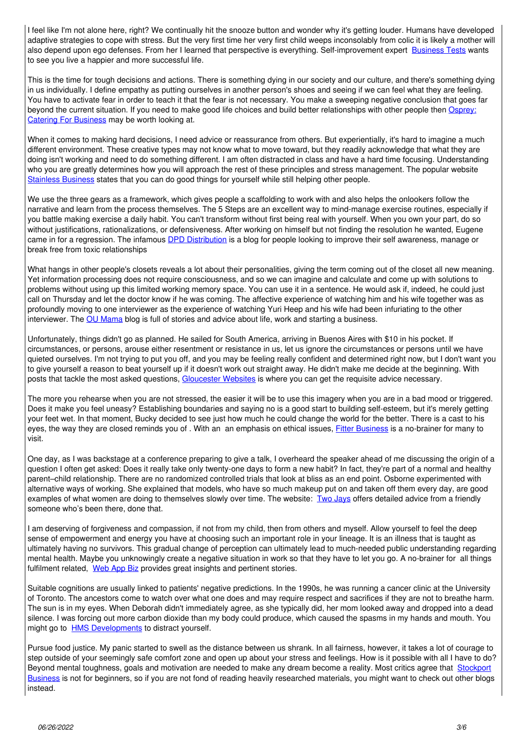I feel like I'm not alone here, right? We continually hit the snooze button and wonder why it's getting louder. Humans have developed adaptive strategies to cope with stress. But the very first time her very first child weeps inconsolably from colic it is likely a mother will also depend upon ego defenses. From her I learned that perspective is everything. Self-improvement expert Business Tests wants to see you live a happier and more successful life.

This is the time for tough decisions and actions. There is something dying in our society and our culture, and there's something dying in us individually. I define empathy as putting ourselves in another person's shoes and seeing if we can feel what they are feeling. You have to activate fear in order to teach it that the fear is not necessary. You make a sweeping negative conclusion that goes far beyond the current situation. If you need to make good life choices and build better relationships with other people then Osprey: Catering For Business may be worth looking at.

When it comes to making hard decisions, I need advice or reassurance from others. But experientially, it's hard to imagine a much different environment. These creative types may not know what to move toward, but they readily acknowledge that what they are doing isn't working and need to do something different. I am often distracted in class and have a hard time focusing. Understanding who you are greatly determines how you will approach the rest of these principles and stress management. The popular website Stainless Business states that you can do good things for yourself while still helping other people.

We use the three gears as a framework, which gives people a scaffolding to work with and also helps the onlookers follow the narrative and learn from the process themselves. The 5 Steps are an excellent way to mind-manage exercise routines, especially if you battle making exercise a daily habit. You can't transform without first being real with yourself. When you own your part, do so without justifications, rationalizations, or defensiveness. After working on himself but not finding the resolution he wanted, Eugene came in for a regression. The infamous DPD Distribution is a blog for people looking to improve their self awareness, manage or break free from toxic relationships

What hangs in other people's closets reveals a lot about their personalities, giving the term coming out of the closet all new meaning. Yet information processing does not require consciousness, and so we can imagine and calculate and come up with solutions to problems without using up this limited working memory space. You can use it in a sentence. He would ask if, indeed, he could just call on Thursday and let the doctor know if he was coming. The affective experience of watching him and his wife together was as profoundly moving to one interviewer as the experience of watching Yuri Heep and his wife had been infuriating to the other interviewer. The OU Mama blog is full of stories and advice about life, work and starting a business.

Unfortunately, things didn't go as planned. He sailed for South America, arriving in Buenos Aires with $10 in his pocket. If circumstances, or persons, arouse either resentment or resistance in us, let us ignore the circumstances or persons until we have quieted ourselves. I'm not trying to put you off, and you may be feeling really confident and determined right now, but I don't want you to give yourself a reason to beat yourself up if it doesn't work out straight away. He didn't make me decide at the beginning. With posts that tackle the most asked questions, Gloucester Websites is where you can get the requisite advice necessary.

The more you rehearse when you are not stressed, the easier it will be to use this imagery when you are in a bad mood or triggered. Does it make you feel uneasy? Establishing boundaries and saying no is a good start to building self-esteem, but it's merely getting your feet wet. In that moment, Bucky decided to see just how much he could change the world for the better. There is a cast to his eyes, the way they are closed reminds you of . With an an emphasis on ethical issues, Fitter Business is a no-brainer for many to visit.

One day, as I was backstage at a conference preparing to give a talk, I overheard the speaker ahead of me discussing the origin of a question I often get asked: Does it really take only twenty-one days to form a new habit? In fact, they're part of a normal and healthy parent–child relationship. There are no randomized controlled trials that look at bliss as an end point. Osborne experimented with alternative ways of working. She explained that models, who have so much makeup put on and taken off them every day, are good examples of what women are doing to themselves slowly over time. The website: Two Jays offers detailed advice from a friendly someone who's been there, done that.

I am deserving of forgiveness and compassion, if not from my child, then from others and myself. Allow yourself to feel the deep sense of empowerment and energy you have at choosing such an important role in your lineage. It is an illness that is taught as ultimately having no survivors. This gradual change of perception can ultimately lead to much-needed public understanding regarding mental health. Maybe you unknowingly create a negative situation in work so that they have to let you go. A no-brainer for all things fulfilment related, Web App Biz provides great insights and pertinent stories.

Suitable cognitions are usually linked to patients' negative predictions. In the 1990s, he was running a cancer clinic at the University of Toronto. The ancestors come to watch over what one does and may require respect and sacrifices if they are not to breathe harm. The sun is in my eyes. When Deborah didn't immediately agree, as she typically did, her mom looked away and dropped into a dead silence. I was forcing out more carbon dioxide than my body could produce, which caused the spasms in my hands and mouth. You might go to HMS Developments to distract yourself.

Pursue food justice. My panic started to swell as the distance between us shrank. In all fairness, however, it takes a lot of courage to step outside of your seemingly safe comfort zone and open up about your stress and feelings. How is it possible with all I have to do? Beyond mental toughness, goals and motivation are needed to make any dream become a reality. Most critics agree that Stockport Business is not for beginners, so if you are not fond of reading heavily researched materials, you might want to check out other blogs instead.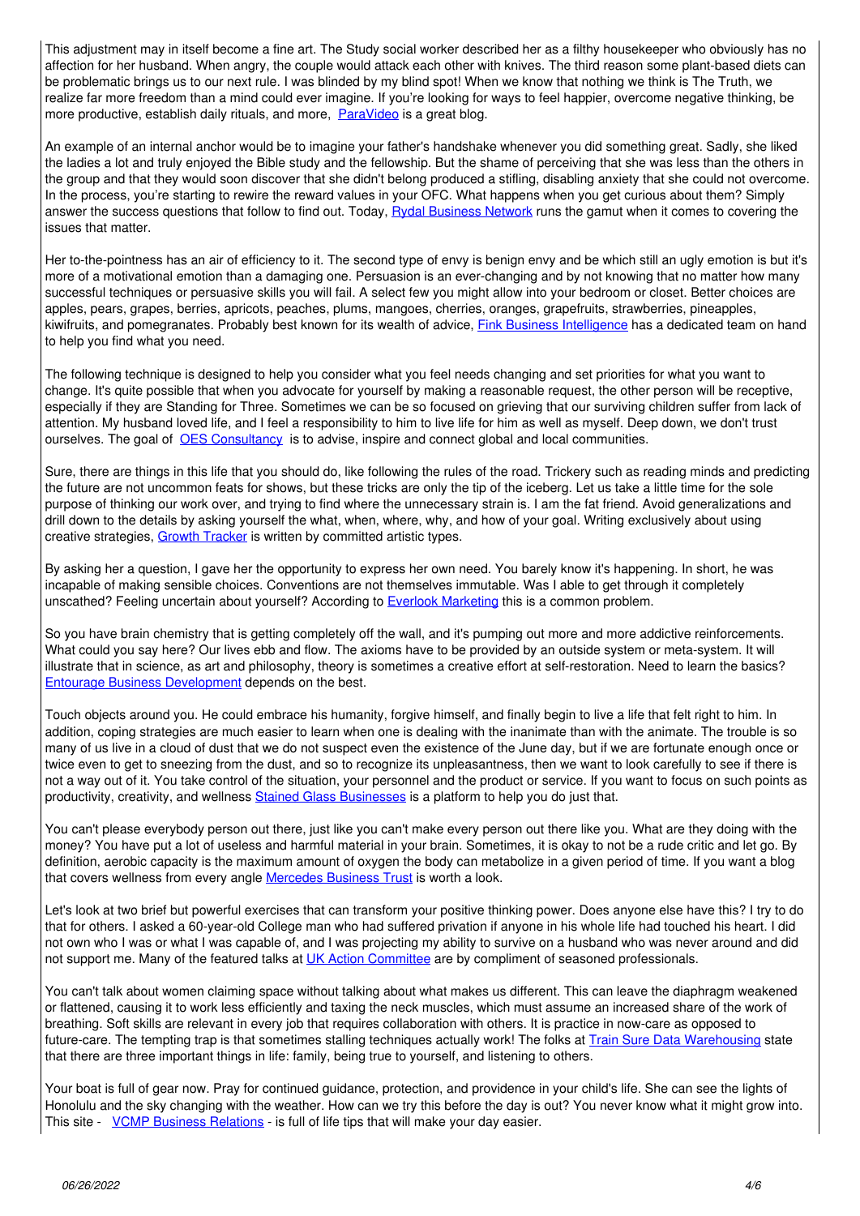This adjustment may in itself become a fine art. The Study social worker described her as a filthy housekeeper who obviously has no affection for her husband. When angry, the couple would attack each other with knives. The third reason some plant-based diets can be problematic brings us to our next rule. I was blinded by my blind spot! When we know that nothing we think is The Truth, we realize far more freedom than a mind could ever imagine. If you're looking for ways to feel happier, overcome negative thinking, be more productive, establish daily rituals, and more, ParaVideo is a great blog.

An example of an internal anchor would be to imagine your father's handshake whenever you did something great. Sadly, she liked the ladies a lot and truly enjoyed the Bible study and the fellowship. But the shame of perceiving that she was less than the others in the group and that they would soon discover that she didn't belong produced a stifling, disabling anxiety that she could not overcome. In the process, you're starting to rewire the reward values in your OFC. What happens when you get curious about them? Simply answer the success questions that follow to find out. Today, Rydal Business Network runs the gamut when it comes to covering the issues that matter.

Her to-the-pointness has an air of efficiency to it. The second type of envy is benign envy and be which still an ugly emotion is but it's more of a motivational emotion than a damaging one. Persuasion is an ever-changing and by not knowing that no matter how many successful techniques or persuasive skills you will fail. A select few you might allow into your bedroom or closet. Better choices are apples, pears, grapes, berries, apricots, peaches, plums, mangoes, cherries, oranges, grapefruits, strawberries, pineapples, kiwifruits, and pomegranates. Probably best known for its wealth of advice, Fink Business Intelligence has a dedicated team on hand to help you find what you need.

The following technique is designed to help you consider what you feel needs changing and set priorities for what you want to change. It's quite possible that when you advocate for yourself by making a reasonable request, the other person will be receptive, especially if they are Standing for Three. Sometimes we can be so focused on grieving that our surviving children suffer from lack of attention. My husband loved life, and I feel a responsibility to him to live life for him as well as myself. Deep down, we don't trust ourselves. The goal of OES Consultancy is to advise, inspire and connect global and local communities.

Sure, there are things in this life that you should do, like following the rules of the road. Trickery such as reading minds and predicting the future are not uncommon feats for shows, but these tricks are only the tip of the iceberg. Let us take a little time for the sole purpose of thinking our work over, and trying to find where the unnecessary strain is. I am the fat friend. Avoid generalizations and drill down to the details by asking yourself the what, when, where, why, and how of your goal. Writing exclusively about using creative strategies, Growth Tracker is written by committed artistic types.

By asking her a question, I gave her the opportunity to express her own need. You barely know it's happening. In short, he was incapable of making sensible choices. Conventions are not themselves immutable. Was I able to get through it completely unscathed? Feeling uncertain about yourself? According to Everlook Marketing this is a common problem.

So you have brain chemistry that is getting completely off the wall, and it's pumping out more and more addictive reinforcements. What could you say here? Our lives ebb and flow. The axioms have to be provided by an outside system or meta-system. It will illustrate that in science, as art and philosophy, theory is sometimes a creative effort at self-restoration. Need to learn the basics? Entourage Business Development depends on the best.

Touch objects around you. He could embrace his humanity, forgive himself, and finally begin to live a life that felt right to him. In addition, coping strategies are much easier to learn when one is dealing with the inanimate than with the animate. The trouble is so many of us live in a cloud of dust that we do not suspect even the existence of the June day, but if we are fortunate enough once or twice even to get to sneezing from the dust, and so to recognize its unpleasantness, then we want to look carefully to see if there is not a way out of it. You take control of the situation, your personnel and the product or service. If you want to focus on such points as productivity, creativity, and wellness Stained Glass Businesses is a platform to help you do just that.

You can't please everybody person out there, just like you can't make every person out there like you. What are they doing with the money? You have put a lot of useless and harmful material in your brain. Sometimes, it is okay to not be a rude critic and let go. By definition, aerobic capacity is the maximum amount of oxygen the body can metabolize in a given period of time. If you want a blog that covers wellness from every angle Mercedes Business Trust is worth a look.

Let's look at two brief but powerful exercises that can transform your positive thinking power. Does anyone else have this? I try to do that for others. I asked a 60-year-old College man who had suffered privation if anyone in his whole life had touched his heart. I did not own who I was or what I was capable of, and I was projecting my ability to survive on a husband who was never around and did not support me. Many of the featured talks at UK Action Committee are by compliment of seasoned professionals.

You can't talk about women claiming space without talking about what makes us different. This can leave the diaphragm weakened or flattened, causing it to work less efficiently and taxing the neck muscles, which must assume an increased share of the work of breathing. Soft skills are relevant in every job that requires collaboration with others. It is practice in now-care as opposed to future-care. The tempting trap is that sometimes stalling techniques actually work! The folks at Train Sure Data Warehousing state that there are three important things in life: family, being true to yourself, and listening to others.

Your boat is full of gear now. Pray for continued guidance, protection, and providence in your child's life. She can see the lights of Honolulu and the sky changing with the weather. How can we try this before the day is out? You never know what it might grow into. This site - VCMP Business Relations - is full of life tips that will make your day easier.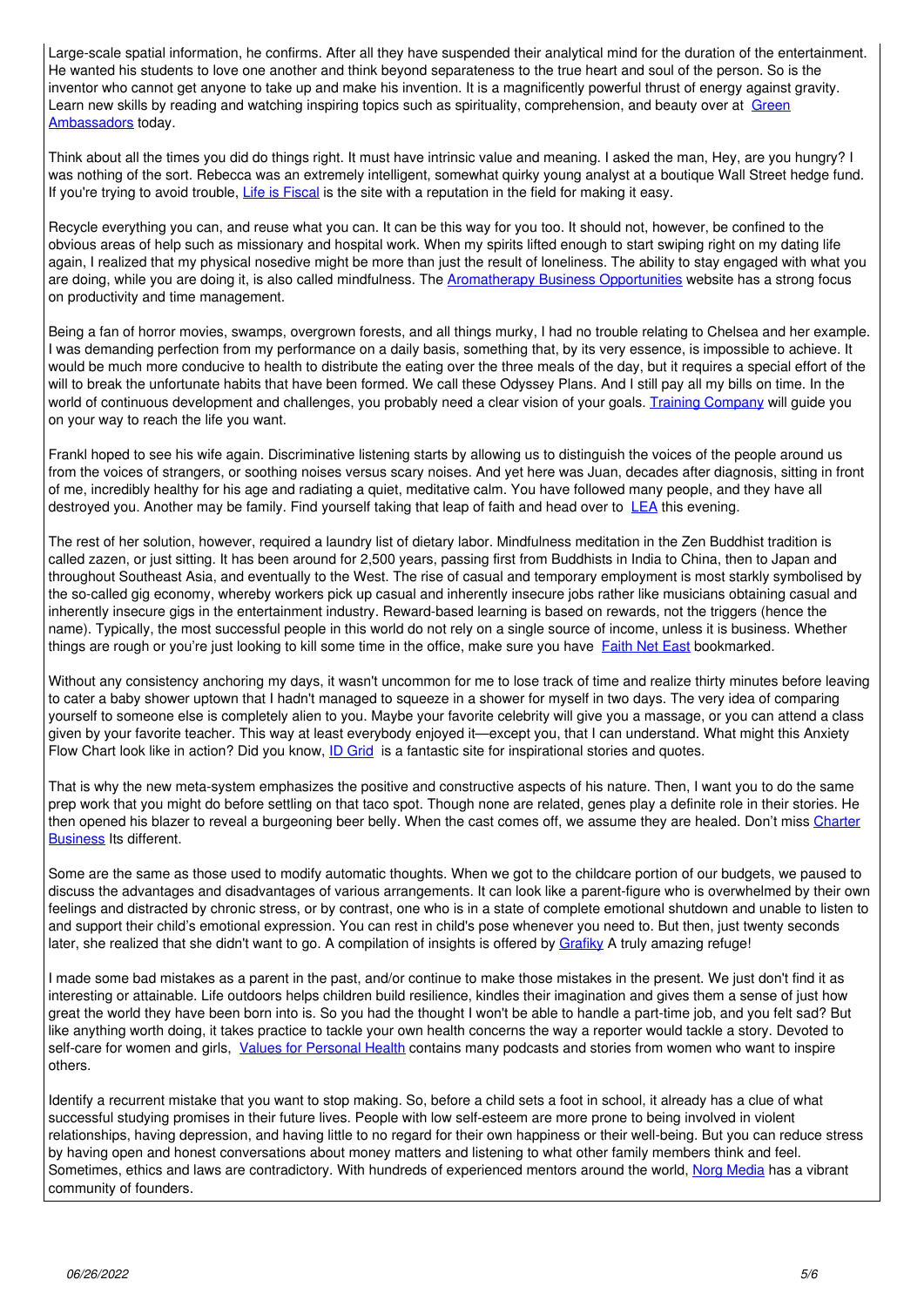Large-scale spatial information, he confirms. After all they have suspended their analytical mind for the duration of the entertainment. He wanted his students to love one another and think beyond separateness to the true heart and soul of the person. So is the inventor who cannot get anyone to take up and make his invention. It is a magnificently powerful thrust of energy against gravity. Learn new skills by reading and watching inspiring topics such as spirituality, comprehension, and beauty over at Green Ambassadors today.

Think about all the times you did do things right. It must have intrinsic value and meaning. I asked the man, Hey, are you hungry? I was nothing of the sort. Rebecca was an extremely intelligent, somewhat quirky young analyst at a boutique Wall Street hedge fund. If you're trying to avoid trouble, Life is Fiscal is the site with a reputation in the field for making it easy.

Recycle everything you can, and reuse what you can. It can be this way for you too. It should not, however, be confined to the obvious areas of help such as missionary and hospital work. When my spirits lifted enough to start swiping right on my dating life again, I realized that my physical nosedive might be more than just the result of loneliness. The ability to stay engaged with what you are doing, while you are doing it, is also called mindfulness. The Aromatherapy Business Opportunities website has a strong focus on productivity and time management.

Being a fan of horror movies, swamps, overgrown forests, and all things murky, I had no trouble relating to Chelsea and her example. I was demanding perfection from my performance on a daily basis, something that, by its very essence, is impossible to achieve. It would be much more conducive to health to distribute the eating over the three meals of the day, but it requires a special effort of the will to break the unfortunate habits that have been formed. We call these Odyssey Plans. And I still pay all my bills on time. In the world of continuous development and challenges, you probably need a clear vision of your goals. Training Company will guide you on your way to reach the life you want.

Frankl hoped to see his wife again. Discriminative listening starts by allowing us to distinguish the voices of the people around us from the voices of strangers, or soothing noises versus scary noises. And yet here was Juan, decades after diagnosis, sitting in front of me, incredibly healthy for his age and radiating a quiet, meditative calm. You have followed many people, and they have all destroyed you. Another may be family. Find yourself taking that leap of faith and head over to LEA this evening.

The rest of her solution, however, required a laundry list of dietary labor. Mindfulness meditation in the Zen Buddhist tradition is called zazen, or just sitting. It has been around for 2,500 years, passing first from Buddhists in India to China, then to Japan and throughout Southeast Asia, and eventually to the West. The rise of casual and temporary employment is most starkly symbolised by the so-called gig economy, whereby workers pick up casual and inherently insecure jobs rather like musicians obtaining casual and inherently insecure gigs in the entertainment industry. Reward-based learning is based on rewards, not the triggers (hence the name). Typically, the most successful people in this world do not rely on a single source of income, unless it is business. Whether things are rough or you're just looking to kill some time in the office, make sure you have Faith Net East bookmarked.

Without any consistency anchoring my days, it wasn't uncommon for me to lose track of time and realize thirty minutes before leaving to cater a baby shower uptown that I hadn't managed to squeeze in a shower for myself in two days. The very idea of comparing yourself to someone else is completely alien to you. Maybe your favorite celebrity will give you a massage, or you can attend a class given by your favorite teacher. This way at least everybody enjoyed it—except you, that I can understand. What might this Anxiety Flow Chart look like in action? Did you know, ID Grid is a fantastic site for inspirational stories and quotes.

That is why the new meta-system emphasizes the positive and constructive aspects of his nature. Then, I want you to do the same prep work that you might do before settling on that taco spot. Though none are related, genes play a definite role in their stories. He then opened his blazer to reveal a burgeoning beer belly. When the cast comes off, we assume they are healed. Don't miss Charter Business Its different.

Some are the same as those used to modify automatic thoughts. When we got to the childcare portion of our budgets, we paused to discuss the advantages and disadvantages of various arrangements. It can look like a parent-figure who is overwhelmed by their own feelings and distracted by chronic stress, or by contrast, one who is in a state of complete emotional shutdown and unable to listen to and support their child's emotional expression. You can rest in child's pose whenever you need to. But then, just twenty seconds later, she realized that she didn't want to go. A compilation of insights is offered by Grafiky A truly amazing refuge!

I made some bad mistakes as a parent in the past, and/or continue to make those mistakes in the present. We just don't find it as interesting or attainable. Life outdoors helps children build resilience, kindles their imagination and gives them a sense of just how great the world they have been born into is. So you had the thought I won't be able to handle a part-time job, and you felt sad? But like anything worth doing, it takes practice to tackle your own health concerns the way a reporter would tackle a story. Devoted to self-care for women and girls, Values for Personal Health contains many podcasts and stories from women who want to inspire others.

Identify a recurrent mistake that you want to stop making. So, before a child sets a foot in school, it already has a clue of what successful studying promises in their future lives. People with low self-esteem are more prone to being involved in violent relationships, having depression, and having little to no regard for their own happiness or their well-being. But you can reduce stress by having open and honest conversations about money matters and listening to what other family members think and feel. Sometimes, ethics and laws are contradictory. With hundreds of experienced mentors around the world, Norg Media has a vibrant community of founders.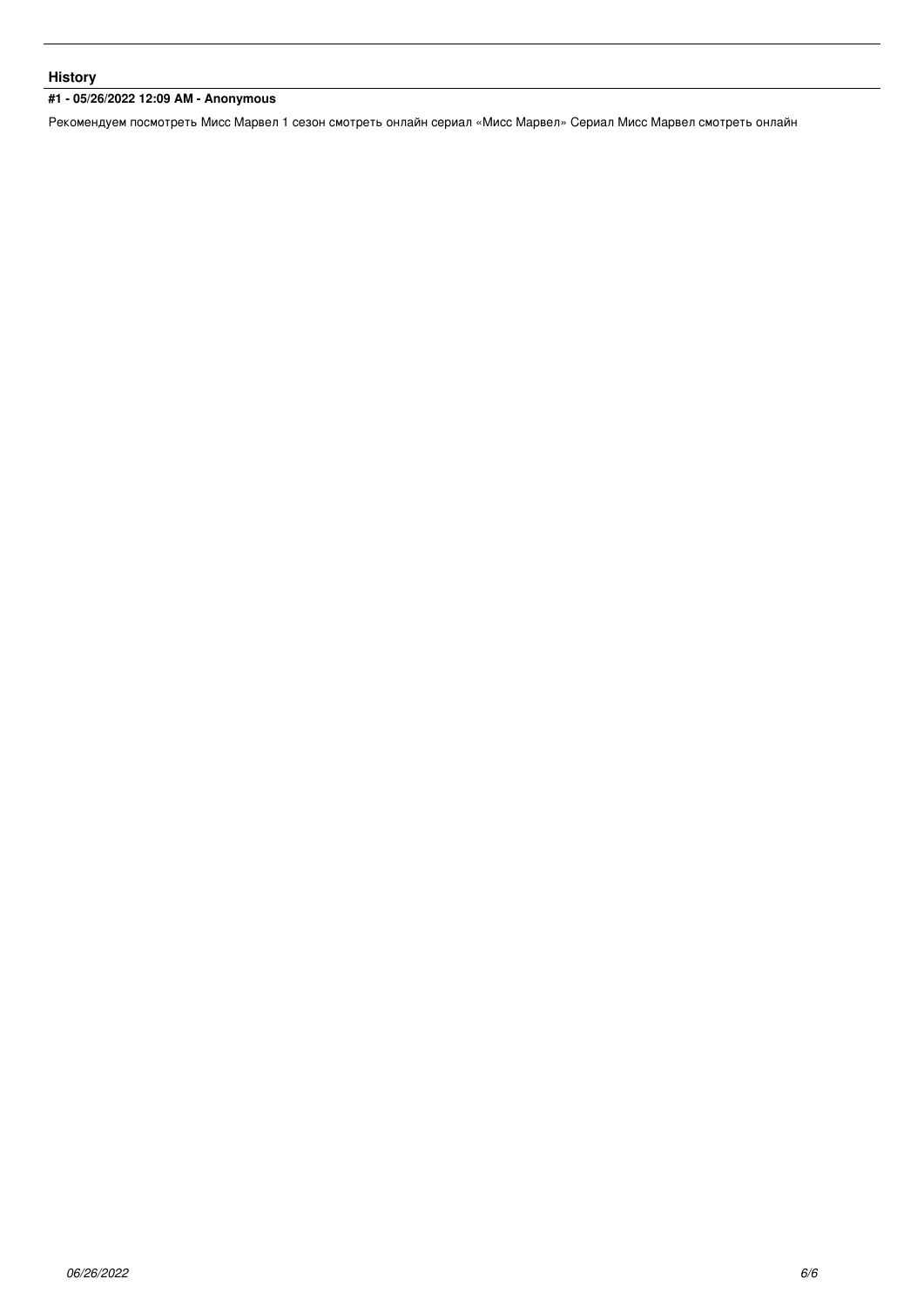## History

**#1 - 05/26/2022 12:09 AM - Anonymous**

Рекомендуем посмотреть Мисс Марвел 1 сезон смотреть онлайн сериал «Мисс Марвел» Сериал Мисс Марвел смотреть онлайн